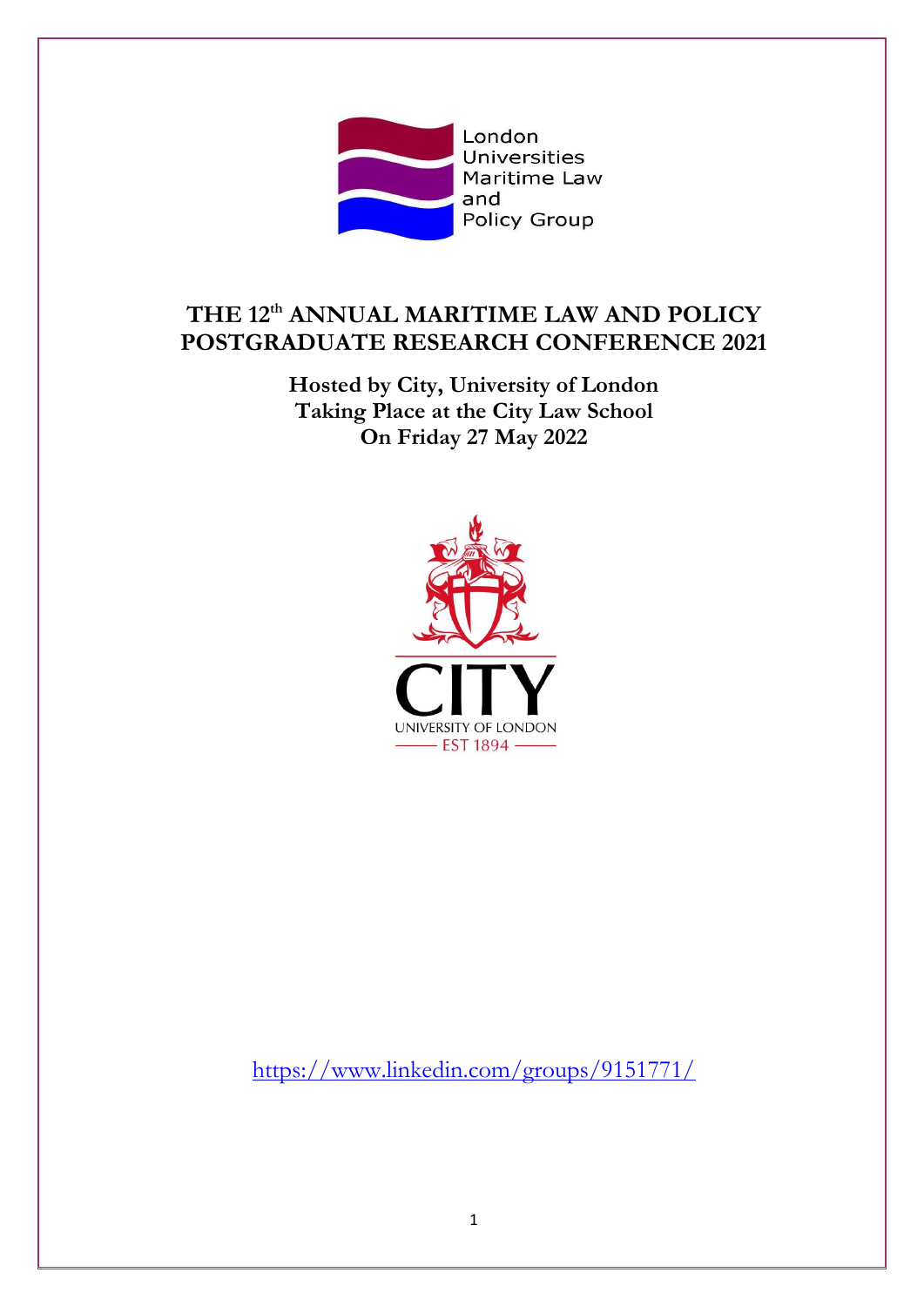London Universities Maritime Law and Policy Group

# THE 12th ANNUAL MARITIME LAW AND POLICY POSTGRADUATE RESEARCH CONFERENCE 2021

**Hosted by City, University of London**
**Taking Place at the City Law School**
**On Friday 27 May 2022**

CITY
UNIVERSITY OF LONDON
EST 1894

https://www.linkedin.com/groups/9151771/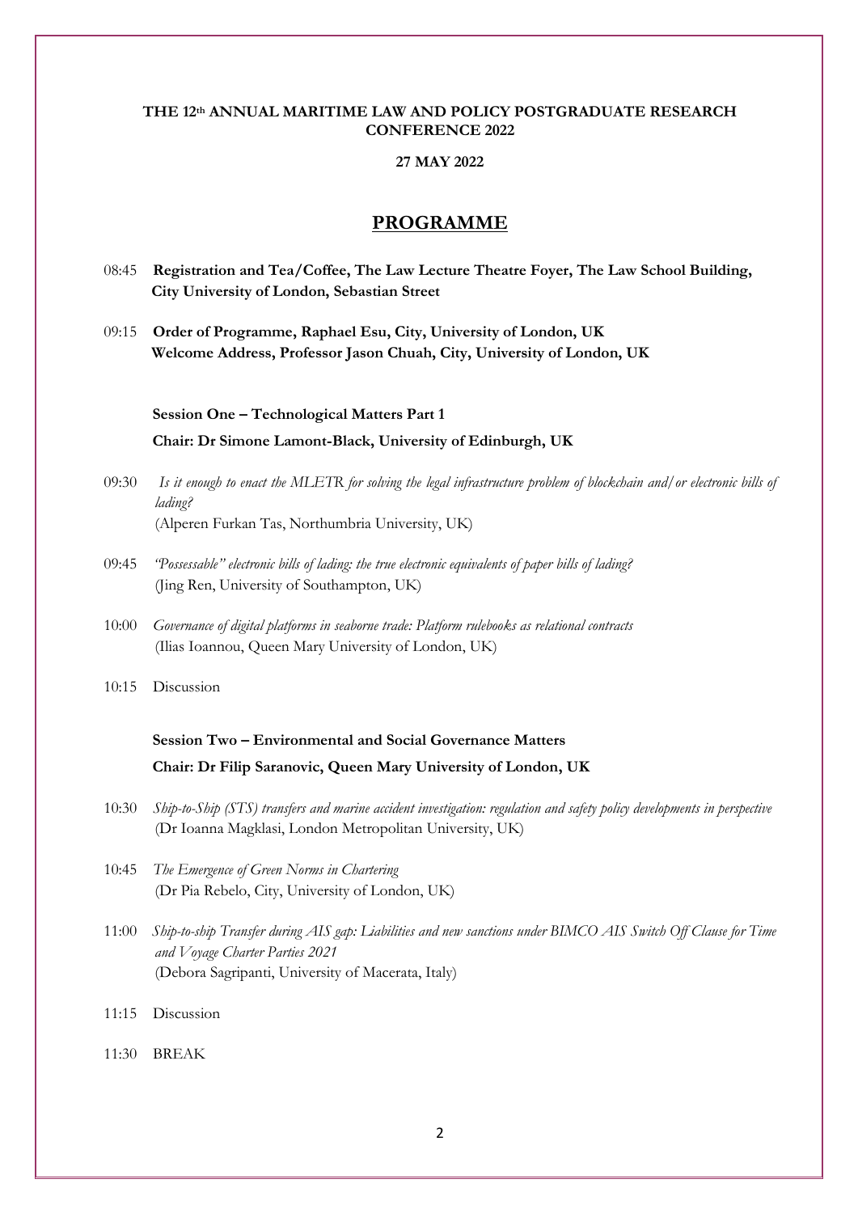**THE 12th ANNUAL MARITIME LAW AND POLICY POSTGRADUATE RESEARCH CONFERENCE 2022**

**27 MAY 2022**

## PROGRAMME

08:45 **Registration and Tea/Coffee, The Law Lecture Theatre Foyer, The Law School Building, City University of London, Sebastian Street**

09:15 **Order of Programme, Raphael Esu, City, University of London, UK**
**Welcome Address, Professor Jason Chuah, City, University of London, UK**

**Session One – Technological Matters Part 1**

**Chair: Dr Simone Lamont-Black, University of Edinburgh, UK**

09:30 *Is it enough to enact the MLETR for solving the legal infrastructure problem of blockchain and/or electronic bills of lading?*
(Alperen Furkan Tas, Northumbria University, UK)

09:45 *"Possessable" electronic bills of lading: the true electronic equivalents of paper bills of lading?*
(Jing Ren, University of Southampton, UK)

10:00 *Governance of digital platforms in seaborne trade: Platform rulebooks as relational contracts*
(Ilias Ioannou, Queen Mary University of London, UK)

10:15 Discussion

**Session Two – Environmental and Social Governance Matters**

**Chair: Dr Filip Saranovic, Queen Mary University of London, UK**

10:30 *Ship-to-Ship (STS) transfers and marine accident investigation: regulation and safety policy developments in perspective*
(Dr Ioanna Magklasi, London Metropolitan University, UK)

10:45 *The Emergence of Green Norms in Chartering*
(Dr Pia Rebelo, City, University of London, UK)

11:00 *Ship-to-ship Transfer during AIS gap: Liabilities and new sanctions under BIMCO AIS Switch Off Clause for Time and Voyage Charter Parties 2021*
(Debora Sagripanti, University of Macerata, Italy)

11:15 Discussion

11:30 BREAK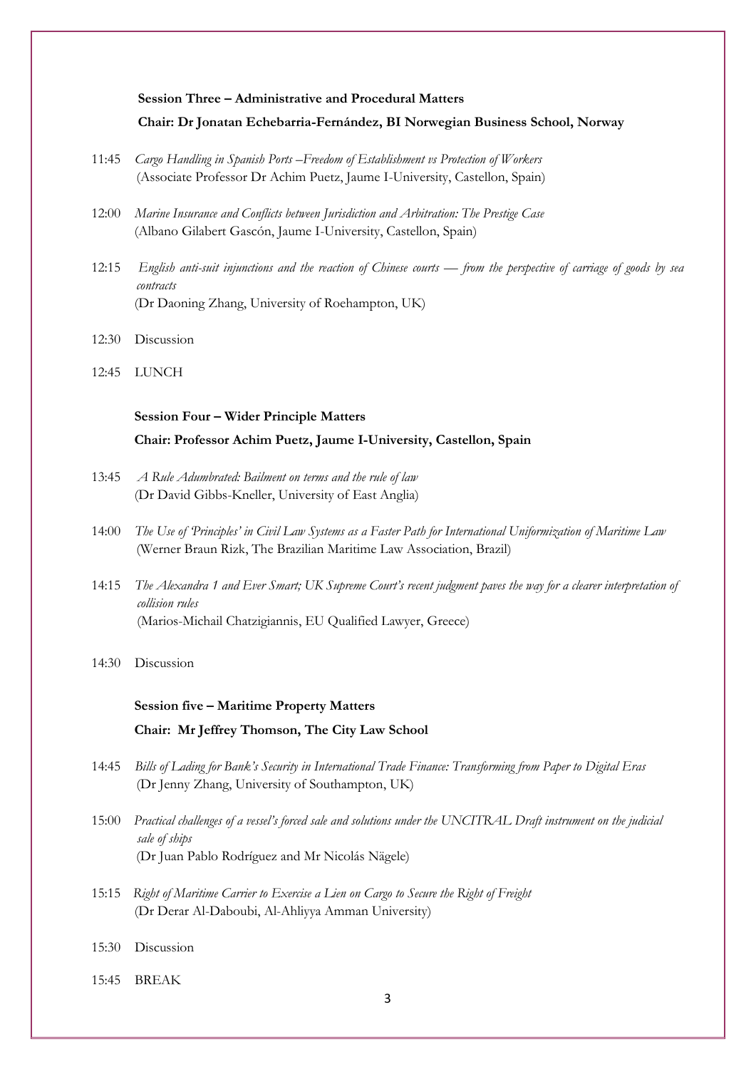**Session Three – Administrative and Procedural Matters**

**Chair: Dr Jonatan Echebarria-Fernández, BI Norwegian Business School, Norway**

11:45 *Cargo Handling in Spanish Ports –Freedom of Establishment vs Protection of Workers*
(Associate Professor Dr Achim Puetz, Jaume I-University, Castellon, Spain)

12:00 *Marine Insurance and Conflicts between Jurisdiction and Arbitration: The Prestige Case*
(Albano Gilabert Gascón, Jaume I-University, Castellon, Spain)

12:15 *English anti-suit injunctions and the reaction of Chinese courts — from the perspective of carriage of goods by sea contracts*
(Dr Daoning Zhang, University of Roehampton, UK)

12:30 Discussion

12:45 LUNCH

**Session Four – Wider Principle Matters**

**Chair: Professor Achim Puetz, Jaume I-University, Castellon, Spain**

13:45 *A Rule Adumbrated: Bailment on terms and the rule of law*
(Dr David Gibbs-Kneller, University of East Anglia)

14:00 *The Use of 'Principles' in Civil Law Systems as a Faster Path for International Uniformization of Maritime Law*
(Werner Braun Rizk, The Brazilian Maritime Law Association, Brazil)

14:15 *The Alexandra 1 and Ever Smart; UK Supreme Court's recent judgment paves the way for a clearer interpretation of collision rules*
(Marios-Michail Chatzigiannis, EU Qualified Lawyer, Greece)

14:30 Discussion

**Session five – Maritime Property Matters**

**Chair: Mr Jeffrey Thomson, The City Law School**

14:45 *Bills of Lading for Bank's Security in International Trade Finance: Transforming from Paper to Digital Eras*
(Dr Jenny Zhang, University of Southampton, UK)

15:00 *Practical challenges of a vessel's forced sale and solutions under the UNCITRAL Draft instrument on the judicial sale of ships*
(Dr Juan Pablo Rodríguez and Mr Nicolás Nägele)

15:15 *Right of Maritime Carrier to Exercise a Lien on Cargo to Secure the Right of Freight*
(Dr Derar Al-Daboubi, Al-Ahliyya Amman University)

15:30 Discussion

15:45 BREAK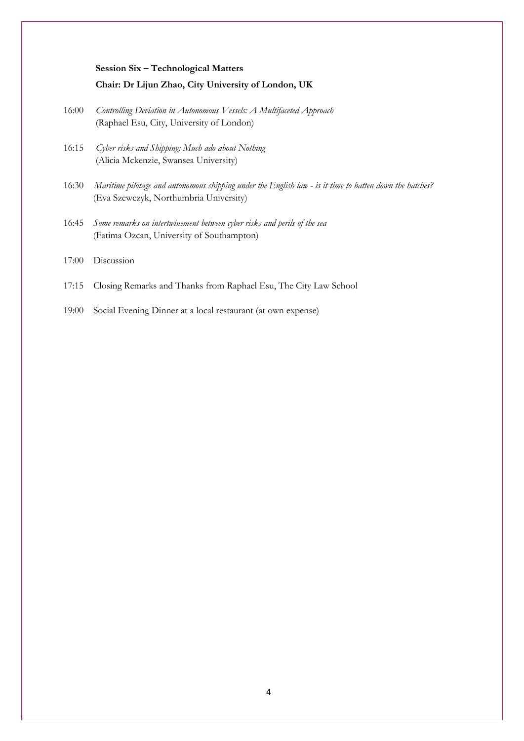**Session Six – Technological Matters**

**Chair: Dr Lijun Zhao, City University of London, UK**

16:00 *Controlling Deviation in Autonomous Vessels: A Multifaceted Approach*
(Raphael Esu, City, University of London)

16:15 *Cyber risks and Shipping: Much ado about Nothing*
(Alicia Mckenzie, Swansea University)

16:30 *Maritime pilotage and autonomous shipping under the English law - is it time to batten down the hatches?*
(Eva Szewczyk, Northumbria University)

16:45 *Some remarks on intertwinement between cyber risks and perils of the sea*
(Fatima Ozcan, University of Southampton)

17:00 Discussion

17:15 Closing Remarks and Thanks from Raphael Esu, The City Law School

19:00 Social Evening Dinner at a local restaurant (at own expense)